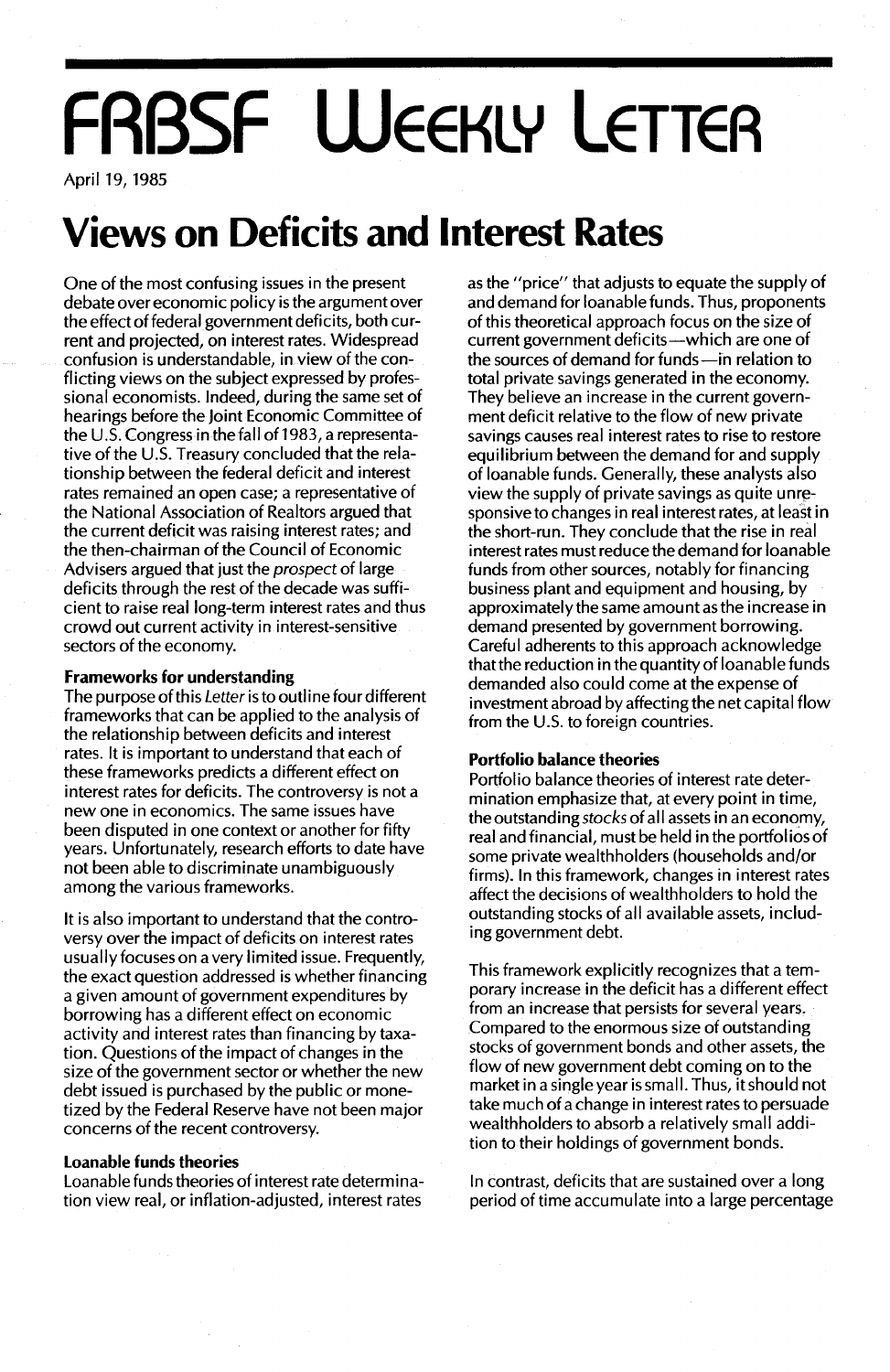# FRBSF Weekly Letter

April 19, 1985

## Views on Deficits and Interest Rates

One of the most confusing issues in the present debate over economic policy is the argument over the effect of federal government deficits, both current and projected, on interest rates. Widespread confusion is understandable, in view of the conflicting views on the subject expressed by professional economists. Indeed, during the same set of hearings before the Joint Economic Committee of the U.S. Congress in the fall of 1983, a representative of the U.S. Treasury concluded that the relationship between the federal deficit and interest rates remained an open case; a representative of the National Association of Realtors argued that the current deficit was raising interest rates; and the then-chairman of the Council of Economic Advisers argued that just the *prospect* of large deficits through the rest of the decade was sufficient to raise real long-term interest rates and thus crowd out current activity in interest-sensitive sectors of the economy.

### Frameworks for understanding

The purpose of this *Letter* is to outline four different frameworks that can be applied to the analysis of the relationship between deficits and interest rates. It is important to understand that each of these frameworks predicts a different effect on interest rates for deficits. The controversy is not a new one in economics. The same issues have been disputed in one context or another for fifty years. Unfortunately, research efforts to date have not been able to discriminate unambiguously among the various frameworks.

It is also important to understand that the controversy over the impact of deficits on interest rates usually focuses on a very limited issue. Frequently, the exact question addressed is whether financing a given amount of government expenditures by borrowing has a different effect on economic activity and interest rates than financing by taxation. Questions of the impact of changes in the size of the government sector or whether the new debt issued is purchased by the public or monetized by the Federal Reserve have not been major concerns of the recent controversy.

### Loanable funds theories

Loanable funds theories of interest rate determination view real, or inflation-adjusted, interest rates as the "price" that adjusts to equate the supply of and demand for loanable funds. Thus, proponents of this theoretical approach focus on the size of current government deficits—which are one of the sources of demand for funds—in relation to total private savings generated in the economy. They believe an increase in the current government deficit relative to the flow of new private savings causes real interest rates to rise to restore equilibrium between the demand for and supply of loanable funds. Generally, these analysts also view the supply of private savings as quite unresponsive to changes in real interest rates, at least in the short-run. They conclude that the rise in real interest rates must reduce the demand for loanable funds from other sources, notably for financing business plant and equipment and housing, by approximately the same amount as the increase in demand presented by government borrowing. Careful adherents to this approach acknowledge that the reduction in the quantity of loanable funds demanded also could come at the expense of investment abroad by affecting the net capital flow from the U.S. to foreign countries.

### Portfolio balance theories

Portfolio balance theories of interest rate determination emphasize that, at every point in time, the outstanding *stocks* of all assets in an economy, real and financial, must be held in the portfolios of some private wealthholders (households and/or firms). In this framework, changes in interest rates affect the decisions of wealthholders to hold the outstanding stocks of all available assets, including government debt.

This framework explicitly recognizes that a temporary increase in the deficit has a different effect from an increase that persists for several years. Compared to the enormous size of outstanding stocks of government bonds and other assets, the flow of new government debt coming on to the market in a single year is small. Thus, it should not take much of a change in interest rates to persuade wealthholders to absorb a relatively small addition to their holdings of government bonds.

In contrast, deficits that are sustained over a long period of time accumulate into a large percentage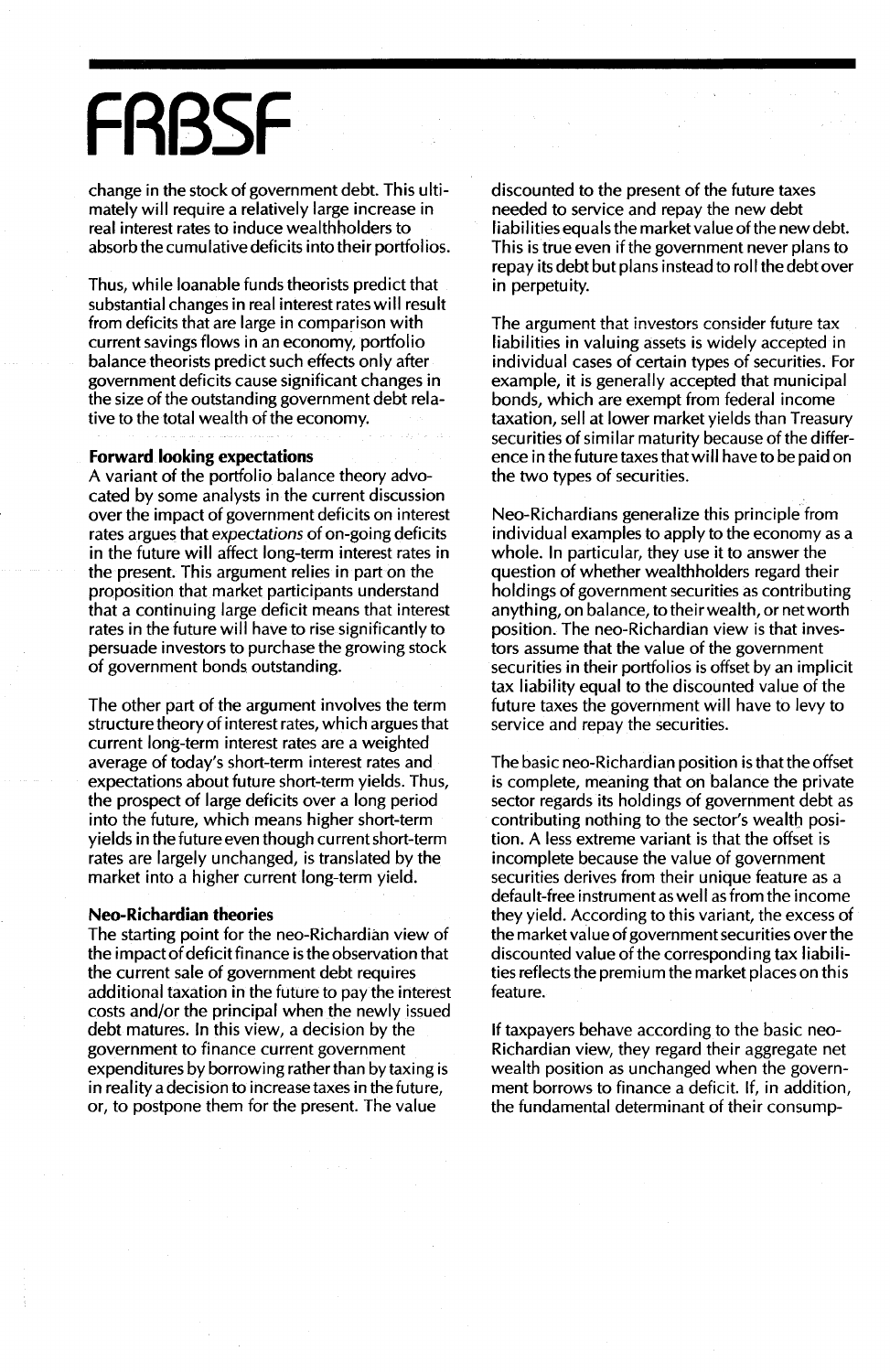change in the stock of government debt. This ultimately will require a relatively large increase in real interest rates to induce wealthholders to absorb the cumulative deficits into their portfolios.

Thus, while loanable funds theorists predict that substantial changes in real interest rates will result from deficits that are large in comparison with current savings flows in an economy, portfolio balance theorists predict such effects only after government deficits cause significant changes in the size of the outstanding government debt relative to the total wealth of the economy.

**Forward looking expectations**

A variant of the portfolio balance theory advocated by some analysts in the current discussion over the impact of government deficits on interest rates argues that *expectations* of on-going deficits in the future will affect long-term interest rates in the present. This argument relies in part on the proposition that market participants understand that a continuing large deficit means that interest rates in the future will have to rise significantly to persuade investors to purchase the growing stock of government bonds outstanding.

The other part of the argument involves the term structure theory of interest rates, which argues that current long-term interest rates are a weighted average of today's short-term interest rates and expectations about future short-term yields. Thus, the prospect of large deficits over a long period into the future, which means higher short-term yields in the future even though current short-term rates are largely unchanged, is translated by the market into a higher current long-term yield.

**Neo-Richardian theories**

The starting point for the neo-Richardian view of the impact of deficit finance is the observation that the current sale of government debt requires additional taxation in the future to pay the interest costs and/or the principal when the newly issued debt matures. In this view, a decision by the government to finance current government expenditures by borrowing rather than by taxing is in reality a decision to increase taxes in the future, or, to postpone them for the present. The value discounted to the present of the future taxes needed to service and repay the new debt liabilities equals the market value of the new debt. This is true even if the government never plans to repay its debt but plans instead to roll the debt over in perpetuity.

The argument that investors consider future tax liabilities in valuing assets is widely accepted in individual cases of certain types of securities. For example, it is generally accepted that municipal bonds, which are exempt from federal income taxation, sell at lower market yields than Treasury securities of similar maturity because of the difference in the future taxes that will have to be paid on the two types of securities.

Neo-Richardians generalize this principle from individual examples to apply to the economy as a whole. In particular, they use it to answer the question of whether wealthholders regard their holdings of government securities as contributing anything, on balance, to their wealth, or net worth position. The neo-Richardian view is that investors assume that the value of the government securities in their portfolios is offset by an implicit tax liability equal to the discounted value of the future taxes the government will have to levy to service and repay the securities.

The basic neo-Richardian position is that the offset is complete, meaning that on balance the private sector regards its holdings of government debt as contributing nothing to the sector's wealth position. A less extreme variant is that the offset is incomplete because the value of government securities derives from their unique feature as a default-free instrument as well as from the income they yield. According to this variant, the excess of the market value of government securities over the discounted value of the corresponding tax liabilities reflects the premium the market places on this feature.

If taxpayers behave according to the basic neo-Richardian view, they regard their aggregate net wealth position as unchanged when the government borrows to finance a deficit. If, in addition, the fundamental determinant of their consump-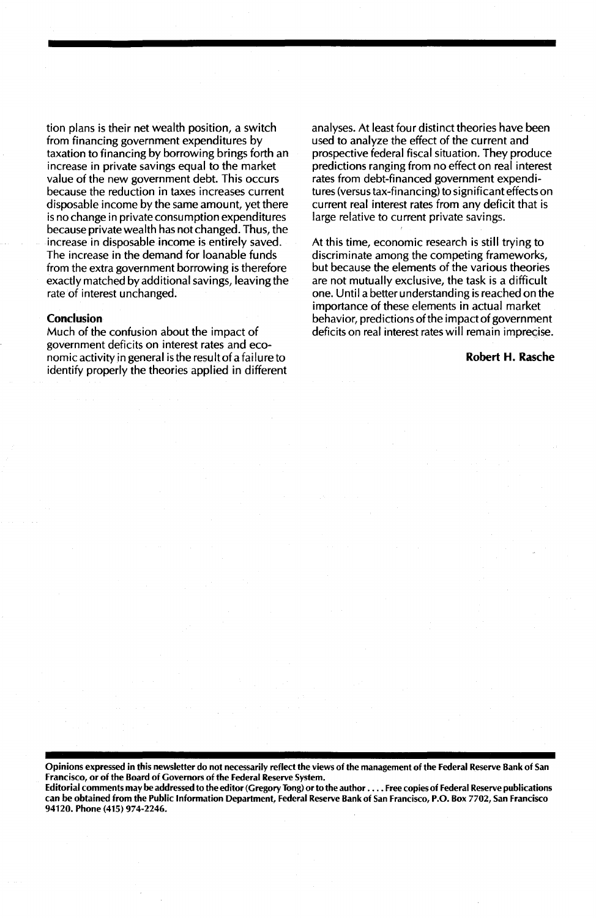tion plans is their net wealth position, a switch from financing government expenditures by taxation to financing by borrowing brings forth an increase in private savings equal to the market value of the new government debt. This occurs because the reduction in taxes increases current disposable income by the same amount, yet there is no change in private consumption expenditures because private wealth has not changed. Thus, the increase in disposable income is entirely saved. The increase in the demand for loanable funds from the extra government borrowing is therefore exactly matched by additional savings, leaving the rate of interest unchanged.

**Conclusion**

Much of the confusion about the impact of government deficits on interest rates and economic activity in general is the result of a failure to identify properly the theories applied in different analyses. At least four distinct theories have been used to analyze the effect of the current and prospective federal fiscal situation. They produce predictions ranging from no effect on real interest rates from debt-financed government expenditures (versus tax-financing) to significant effects on current real interest rates from any deficit that is large relative to current private savings.

At this time, economic research is still trying to discriminate among the competing frameworks, but because the elements of the various theories are not mutually exclusive, the task is a difficult one. Until a better understanding is reached on the importance of these elements in actual market behavior, predictions of the impact of government deficits on real interest rates will remain imprecise.

**Robert H. Rasche**

**Opinions expressed in this newsletter do not necessarily reflect the views of the management of the Federal Reserve Bank of San Francisco, or of the Board of Governors of the Federal Reserve System.**
**Editorial comments may be addressed to the editor (Gregory Tong) or to the author . . . . Free copies of Federal Reserve publications can be obtained from the Public Information Department, Federal Reserve Bank of San Francisco, P.O. Box 7702, San Francisco 94120. Phone (415) 974-2246.**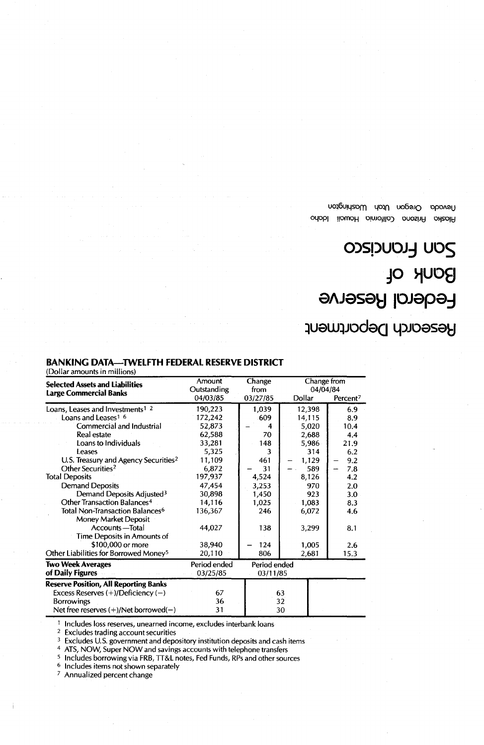Research Department

Federal Reserve

Bank of

San Francisco

Alaska Arizona California Hawaii Idaho

Nevada Oregon Utah Washington

## BANKING DATA—TWELFTH FEDERAL RESERVE DISTRICT

(Dollar amounts in millions)

| Selected Assets and Liabilities Large Commercial Banks | Amount Outstanding 04/03/85 | Change from 03/27/85 | Change from 04/04/84 | |
|---|---|---|---|---|
| | | | Dollar | Percent[7] |
| Loans, Leases and Investments[1 2] | 190,223 | 1,039 | 12,398 | 6.9 |
| Loans and Leases[1 6] | 172,242 | 609 | 14,115 | 8.9 |
| Commercial and Industrial | 52,873 | – 4 | 5,020 | 10.4 |
| Real estate | 62,588 | 70 | 2,688 | 4.4 |
| Loans to Individuals | 33,281 | 148 | 5,986 | 21.9 |
| Leases | 5,325 | 3 | 314 | 6.2 |
| U.S. Treasury and Agency Securities[2] | 11,109 | 461 | – 1,129 | – 9.2 |
| Other Securities[2] | 6,872 | – 31 | – 589 | – 7.8 |
| Total Deposits | 197,937 | 4,524 | 8,126 | 4.2 |
| Demand Deposits | 47,454 | 3,253 | 970 | 2.0 |
| Demand Deposits Adjusted[3] | 30,898 | 1,450 | 923 | 3.0 |
| Other Transaction Balances[4] | 14,116 | 1,025 | 1,083 | 8.3 |
| Total Non-Transaction Balances[6] | 136,367 | 246 | 6,072 | 4.6 |
| Money Market Deposit Accounts—Total | 44,027 | 138 | 3,299 | 8.1 |
| Time Deposits in Amounts of $100,000 or more | 38,940 | – 124 | 1,005 | 2.6 |
| Other Liabilities for Borrowed Money[5] | 20,110 | 806 | 2,681 | 15.3 |
| **Two Week Averages of Daily Figures** | Period ended 03/25/85 | Period ended 03/11/85 | | |
| **Reserve Position, All Reporting Banks** | | | | |
| Excess Reserves (+)/Deficiency (–) | 67 | 63 | | |
| Borrowings | 36 | 32 | | |
| Net free reserves (+)/Net borrowed(–) | 31 | 30 | | |

[1] Includes loss reserves, unearned income, excludes interbank loans
[2] Excludes trading account securities
[3] Excludes U.S. government and depository institution deposits and cash items
[4] ATS, NOW, Super NOW and savings accounts with telephone transfers
[5] Includes borrowing via FRB, TT&L notes, Fed Funds, RPs and other sources
[6] Includes items not shown separately
[7] Annualized percent change